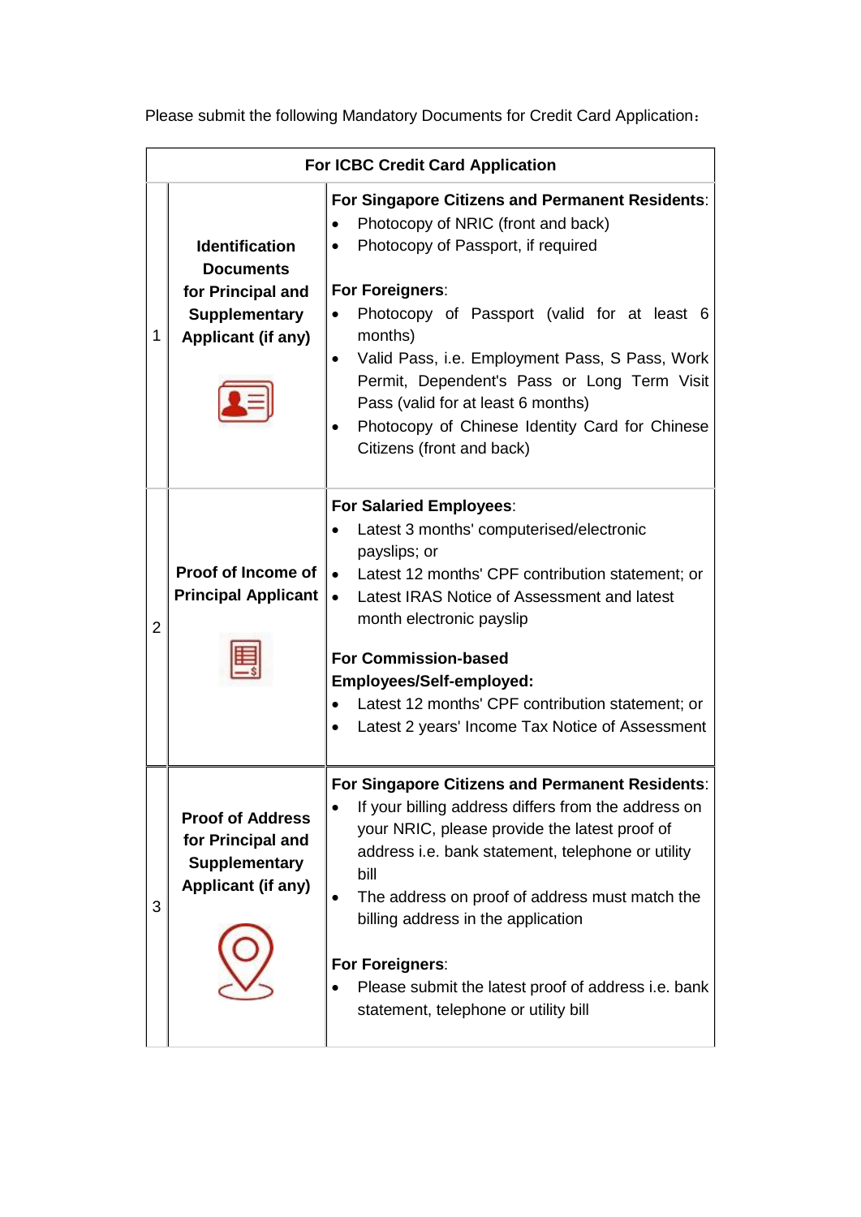Please submit the following Mandatory Documents for Credit Card Application：

| For ICBC Credit Card Application | | |
|---|---|---|
| 1 | **Identification Documents for Principal and Supplementary Applicant (if any)** | **For Singapore Citizens and Permanent Residents**:<br>• Photocopy of NRIC (front and back)<br>• Photocopy of Passport, if required<br><br>**For Foreigners**:<br>• Photocopy of Passport (valid for at least 6 months)<br>• Valid Pass, i.e. Employment Pass, S Pass, Work Permit, Dependent's Pass or Long Term Visit Pass (valid for at least 6 months)<br>• Photocopy of Chinese Identity Card for Chinese Citizens (front and back) |
| 2 | **Proof of Income of Principal Applicant** | **For Salaried Employees**:<br>• Latest 3 months' computerised/electronic payslips; or<br>• Latest 12 months' CPF contribution statement; or<br>• Latest IRAS Notice of Assessment and latest month electronic payslip<br><br>**For Commission-based Employees/Self-employed:**<br>• Latest 12 months' CPF contribution statement; or<br>• Latest 2 years' Income Tax Notice of Assessment |
| 3 | **Proof of Address for Principal and Supplementary Applicant (if any)** | **For Singapore Citizens and Permanent Residents**:<br>• If your billing address differs from the address on your NRIC, please provide the latest proof of address i.e. bank statement, telephone or utility bill<br>• The address on proof of address must match the billing address in the application<br><br>**For Foreigners**:<br>• Please submit the latest proof of address i.e. bank statement, telephone or utility bill |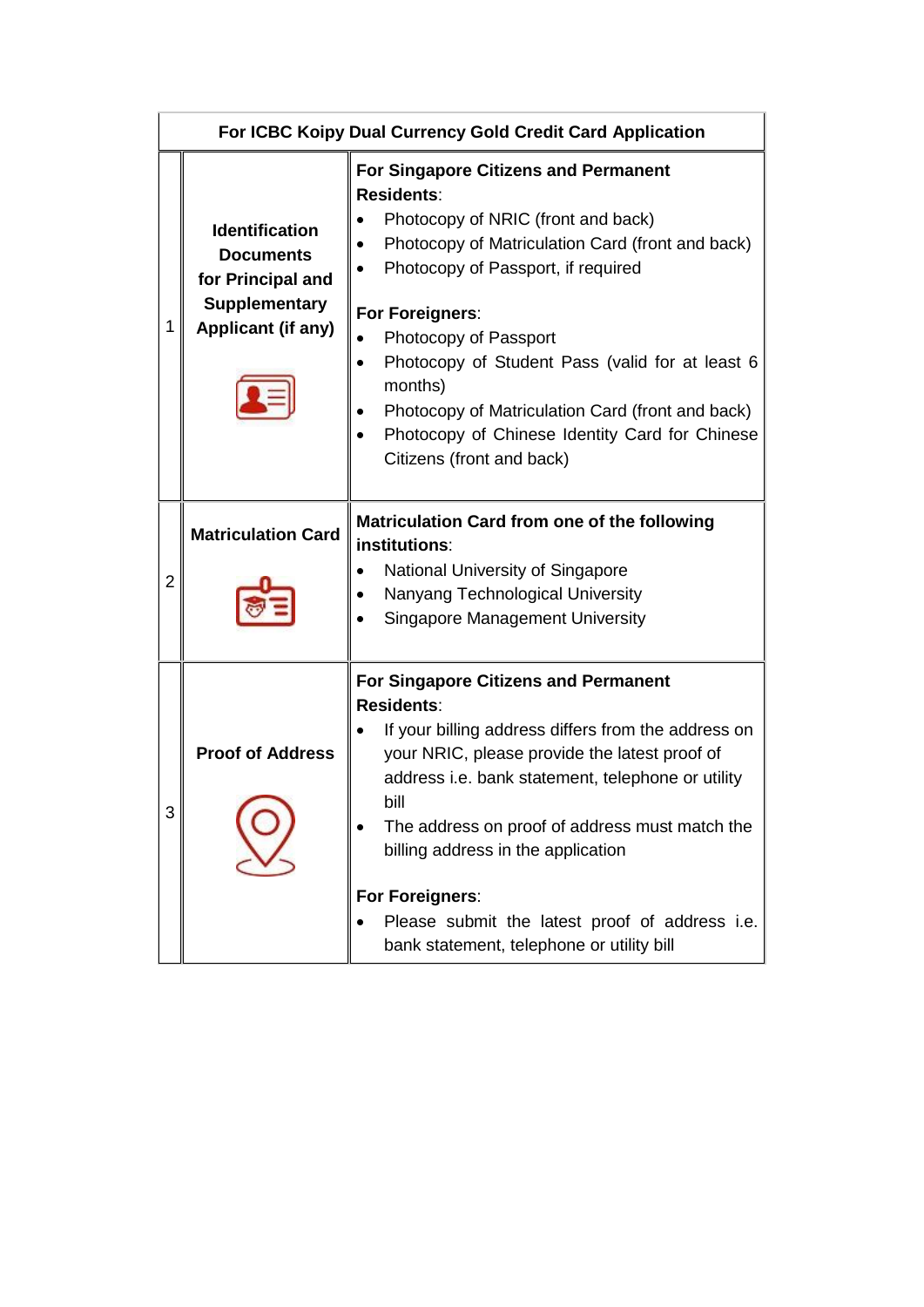| For ICBC Koipy Dual Currency Gold Credit Card Application | | |
|---|---|---|
| 1 | **Identification Documents for Principal and Supplementary Applicant (if any)** | **For Singapore Citizens and Permanent Residents**:<br>• Photocopy of NRIC (front and back)<br>• Photocopy of Matriculation Card (front and back)<br>• Photocopy of Passport, if required<br><br>**For Foreigners**:<br>• Photocopy of Passport<br>• Photocopy of Student Pass (valid for at least 6 months)<br>• Photocopy of Matriculation Card (front and back)<br>• Photocopy of Chinese Identity Card for Chinese Citizens (front and back) |
| 2 | **Matriculation Card** | **Matriculation Card from one of the following institutions**:<br>• National University of Singapore<br>• Nanyang Technological University<br>• Singapore Management University |
| 3 | **Proof of Address** | **For Singapore Citizens and Permanent Residents**:<br>• If your billing address differs from the address on your NRIC, please provide the latest proof of address i.e. bank statement, telephone or utility bill<br>• The address on proof of address must match the billing address in the application<br><br>**For Foreigners**:<br>• Please submit the latest proof of address i.e. bank statement, telephone or utility bill |